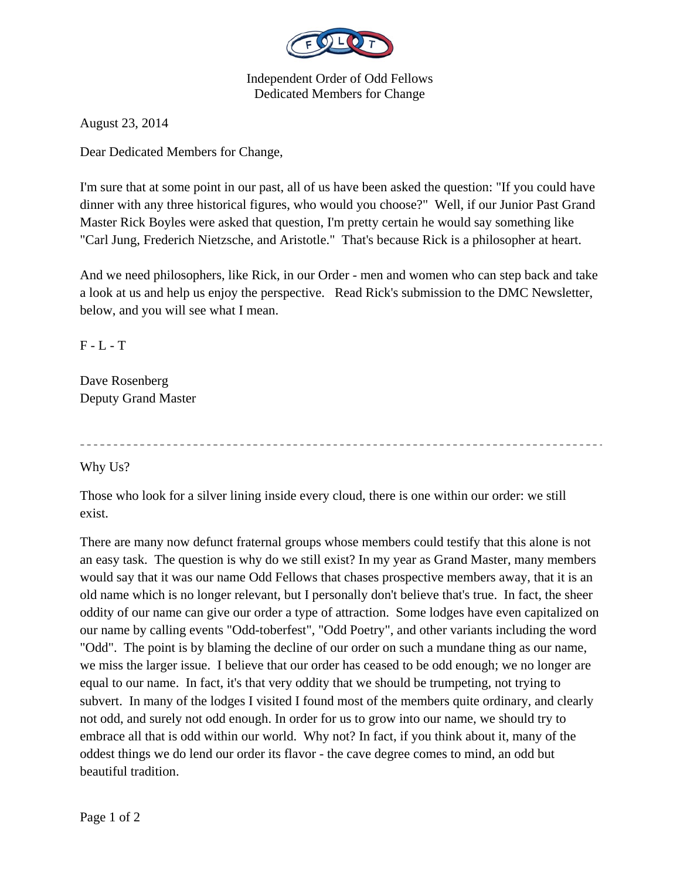Independent Order of Odd Fellows
Dedicated Members for Change

August 23, 2014

Dear Dedicated Members for Change,

I'm sure that at some point in our past, all of us have been asked the question: "If you could have dinner with any three historical figures, who would you choose?" Well, if our Junior Past Grand Master Rick Boyles were asked that question, I'm pretty certain he would say something like "Carl Jung, Frederich Nietzsche, and Aristotle." That's because Rick is a philosopher at heart.

And we need philosophers, like Rick, in our Order - men and women who can step back and take a look at us and help us enjoy the perspective. Read Rick's submission to the DMC Newsletter, below, and you will see what I mean.

F - L - T

Dave Rosenberg
Deputy Grand Master

---

Why Us?

Those who look for a silver lining inside every cloud, there is one within our order: we still exist.

There are many now defunct fraternal groups whose members could testify that this alone is not an easy task. The question is why do we still exist? In my year as Grand Master, many members would say that it was our name Odd Fellows that chases prospective members away, that it is an old name which is no longer relevant, but I personally don't believe that's true. In fact, the sheer oddity of our name can give our order a type of attraction. Some lodges have even capitalized on our name by calling events "Odd-toberfest", "Odd Poetry", and other variants including the word "Odd". The point is by blaming the decline of our order on such a mundane thing as our name, we miss the larger issue. I believe that our order has ceased to be odd enough; we no longer are equal to our name. In fact, it's that very oddity that we should be trumpeting, not trying to subvert. In many of the lodges I visited I found most of the members quite ordinary, and clearly not odd, and surely not odd enough. In order for us to grow into our name, we should try to embrace all that is odd within our world. Why not? In fact, if you think about it, many of the oddest things we do lend our order its flavor - the cave degree comes to mind, an odd but beautiful tradition.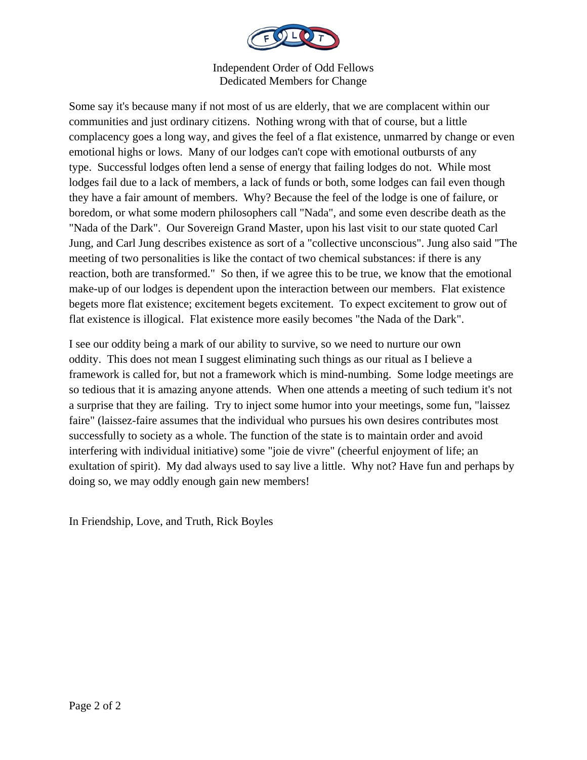Independent Order of Odd Fellows
Dedicated Members for Change

Some say it's because many if not most of us are elderly, that we are complacent within our communities and just ordinary citizens. Nothing wrong with that of course, but a little complacency goes a long way, and gives the feel of a flat existence, unmarred by change or even emotional highs or lows. Many of our lodges can't cope with emotional outbursts of any type. Successful lodges often lend a sense of energy that failing lodges do not. While most lodges fail due to a lack of members, a lack of funds or both, some lodges can fail even though they have a fair amount of members. Why? Because the feel of the lodge is one of failure, or boredom, or what some modern philosophers call "Nada", and some even describe death as the "Nada of the Dark". Our Sovereign Grand Master, upon his last visit to our state quoted Carl Jung, and Carl Jung describes existence as sort of a "collective unconscious". Jung also said "The meeting of two personalities is like the contact of two chemical substances: if there is any reaction, both are transformed." So then, if we agree this to be true, we know that the emotional make-up of our lodges is dependent upon the interaction between our members. Flat existence begets more flat existence; excitement begets excitement. To expect excitement to grow out of flat existence is illogical. Flat existence more easily becomes "the Nada of the Dark".

I see our oddity being a mark of our ability to survive, so we need to nurture our own oddity. This does not mean I suggest eliminating such things as our ritual as I believe a framework is called for, but not a framework which is mind-numbing. Some lodge meetings are so tedious that it is amazing anyone attends. When one attends a meeting of such tedium it's not a surprise that they are failing. Try to inject some humor into your meetings, some fun, "laissez faire" (laissez-faire assumes that the individual who pursues his own desires contributes most successfully to society as a whole. The function of the state is to maintain order and avoid interfering with individual initiative) some "joie de vivre" (cheerful enjoyment of life; an exultation of spirit). My dad always used to say live a little. Why not? Have fun and perhaps by doing so, we may oddly enough gain new members!

In Friendship, Love, and Truth, Rick Boyles